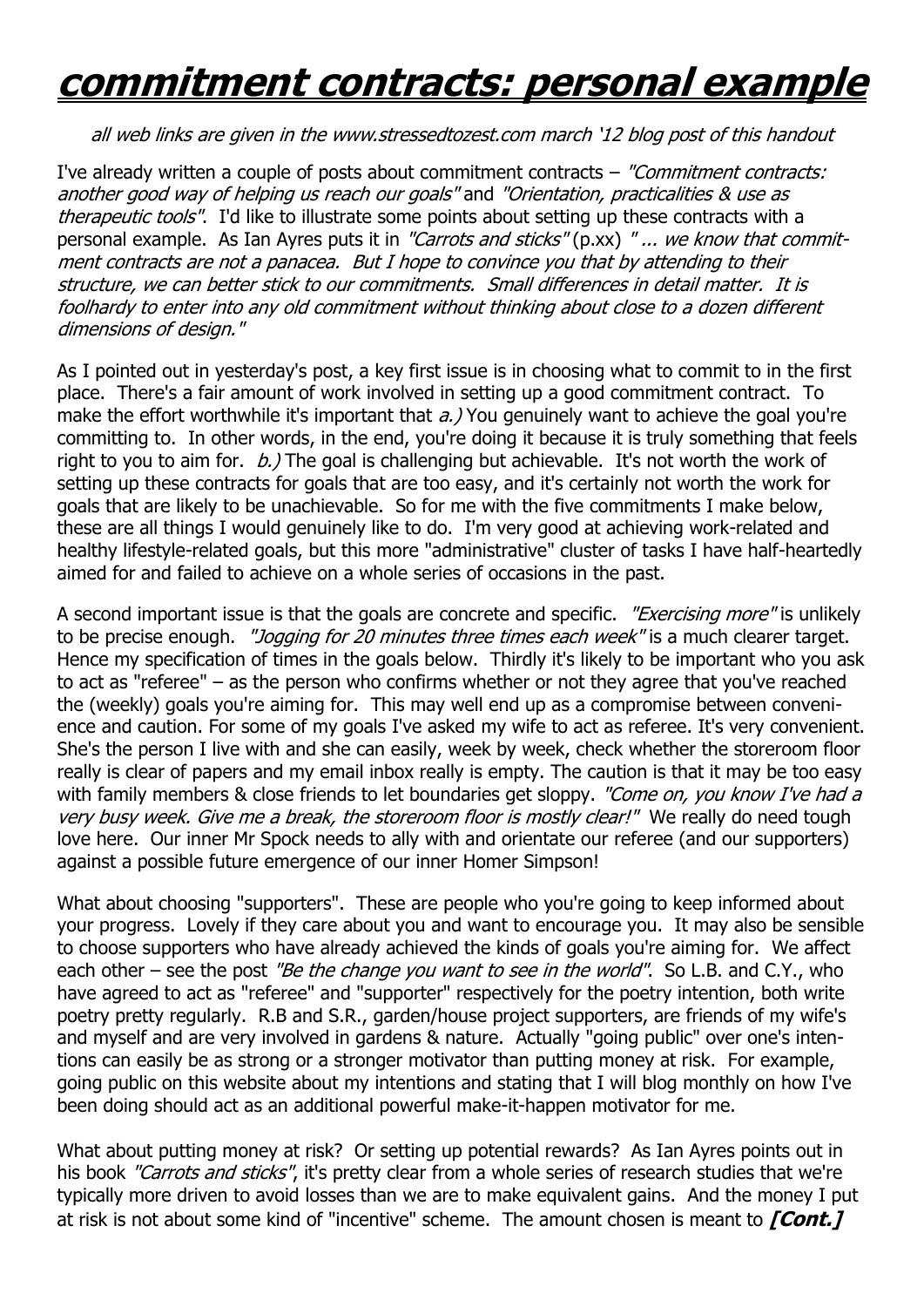# commitment contracts: personal example

*all web links are given in the www.stressedtozest.com march '12 blog post of this handout*

I've already written a couple of posts about commitment contracts – *"Commitment contracts: another good way of helping us reach our goals"* and *"Orientation, practicalities & use as therapeutic tools"*. I'd like to illustrate some points about setting up these contracts with a personal example. As Ian Ayres puts it in *"Carrots and sticks"* (p.xx) *"... we know that commitment contracts are not a panacea. But I hope to convince you that by attending to their structure, we can better stick to our commitments. Small differences in detail matter. It is foolhardy to enter into any old commitment without thinking about close to a dozen different dimensions of design."*

As I pointed out in yesterday's post, a key first issue is in choosing what to commit to in the first place. There's a fair amount of work involved in setting up a good commitment contract. To make the effort worthwhile it's important that *a.)* You genuinely want to achieve the goal you're committing to. In other words, in the end, you're doing it because it is truly something that feels right to you to aim for. *b.)* The goal is challenging but achievable. It's not worth the work of setting up these contracts for goals that are too easy, and it's certainly not worth the work for goals that are likely to be unachievable. So for me with the five commitments I make below, these are all things I would genuinely like to do. I'm very good at achieving work-related and healthy lifestyle-related goals, but this more "administrative" cluster of tasks I have half-heartedly aimed for and failed to achieve on a whole series of occasions in the past.

A second important issue is that the goals are concrete and specific. *"Exercising more"* is unlikely to be precise enough. *"Jogging for 20 minutes three times each week"* is a much clearer target. Hence my specification of times in the goals below. Thirdly it's likely to be important who you ask to act as "referee" – as the person who confirms whether or not they agree that you've reached the (weekly) goals you're aiming for. This may well end up as a compromise between convenience and caution. For some of my goals I've asked my wife to act as referee. It's very convenient. She's the person I live with and she can easily, week by week, check whether the storeroom floor really is clear of papers and my email inbox really is empty. The caution is that it may be too easy with family members & close friends to let boundaries get sloppy. *"Come on, you know I've had a very busy week. Give me a break, the storeroom floor is mostly clear!"* We really do need tough love here. Our inner Mr Spock needs to ally with and orientate our referee (and our supporters) against a possible future emergence of our inner Homer Simpson!

What about choosing "supporters". These are people who you're going to keep informed about your progress. Lovely if they care about you and want to encourage you. It may also be sensible to choose supporters who have already achieved the kinds of goals you're aiming for. We affect each other – see the post *"Be the change you want to see in the world"*. So L.B. and C.Y., who have agreed to act as "referee" and "supporter" respectively for the poetry intention, both write poetry pretty regularly. R.B and S.R., garden/house project supporters, are friends of my wife's and myself and are very involved in gardens & nature. Actually "going public" over one's intentions can easily be as strong or a stronger motivator than putting money at risk. For example, going public on this website about my intentions and stating that I will blog monthly on how I've been doing should act as an additional powerful make-it-happen motivator for me.

What about putting money at risk? Or setting up potential rewards? As Ian Ayres points out in his book *"Carrots and sticks"*, it's pretty clear from a whole series of research studies that we're typically more driven to avoid losses than we are to make equivalent gains. And the money I put at risk is not about some kind of "incentive" scheme. The amount chosen is meant to ***[Cont.]***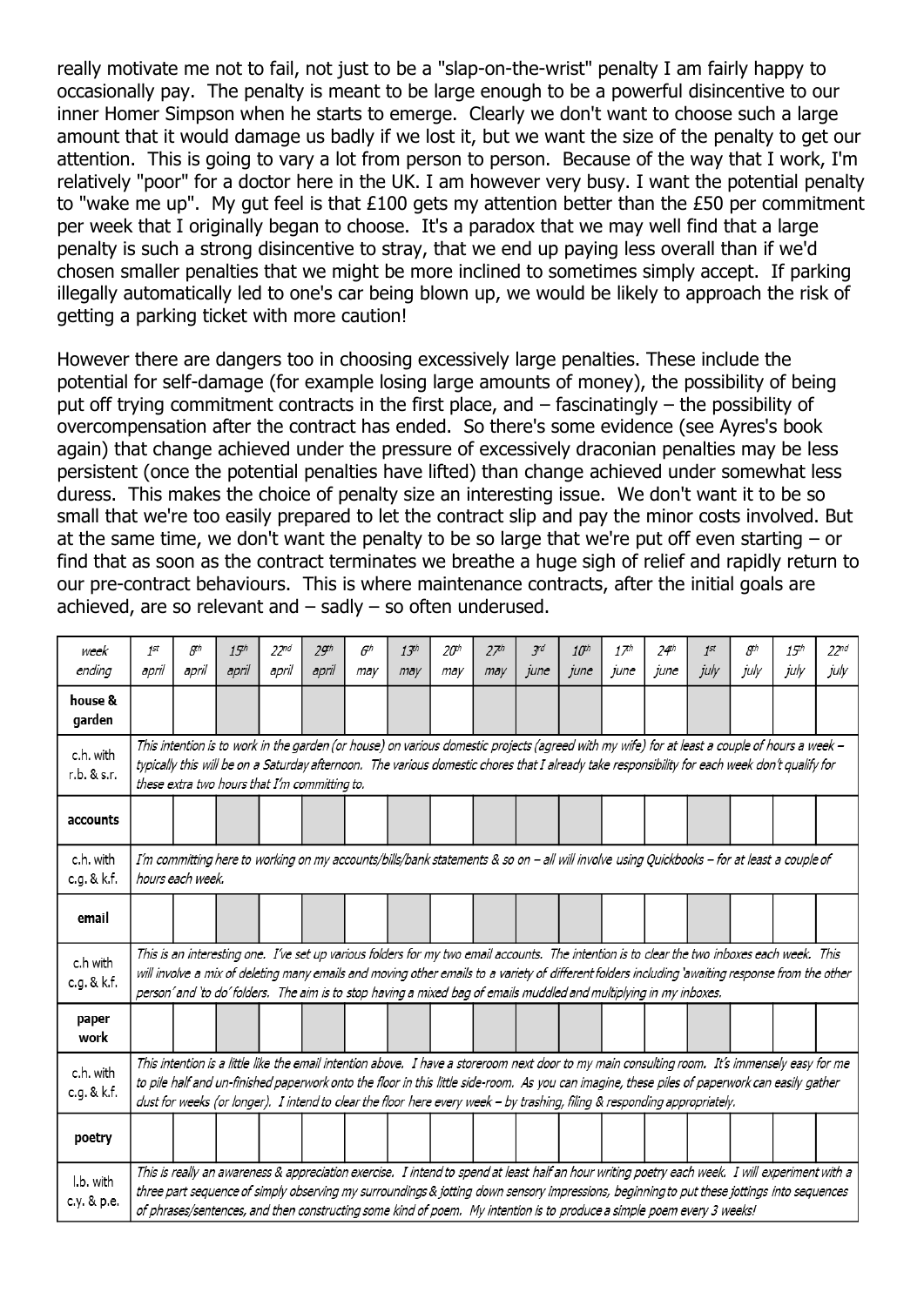really motivate me not to fail, not just to be a "slap-on-the-wrist" penalty I am fairly happy to occasionally pay. The penalty is meant to be large enough to be a powerful disincentive to our inner Homer Simpson when he starts to emerge. Clearly we don't want to choose such a large amount that it would damage us badly if we lost it, but we want the size of the penalty to get our attention. This is going to vary a lot from person to person. Because of the way that I work, I'm relatively "poor" for a doctor here in the UK. I am however very busy. I want the potential penalty to "wake me up". My gut feel is that £100 gets my attention better than the £50 per commitment per week that I originally began to choose. It's a paradox that we may well find that a large penalty is such a strong disincentive to stray, that we end up paying less overall than if we'd chosen smaller penalties that we might be more inclined to sometimes simply accept. If parking illegally automatically led to one's car being blown up, we would be likely to approach the risk of getting a parking ticket with more caution!

However there are dangers too in choosing excessively large penalties. These include the potential for self-damage (for example losing large amounts of money), the possibility of being put off trying commitment contracts in the first place, and – fascinatingly – the possibility of overcompensation after the contract has ended. So there's some evidence (see Ayres's book again) that change achieved under the pressure of excessively draconian penalties may be less persistent (once the potential penalties have lifted) than change achieved under somewhat less duress. This makes the choice of penalty size an interesting issue. We don't want it to be so small that we're too easily prepared to let the contract slip and pay the minor costs involved. But at the same time, we don't want the penalty to be so large that we're put off even starting – or find that as soon as the contract terminates we breathe a huge sigh of relief and rapidly return to our pre-contract behaviours. This is where maintenance contracts, after the initial goals are achieved, are so relevant and – sadly – so often underused.

| week ending | 1st april | 8th april | 15th april | 22nd april | 29th april | 6th may | 13th may | 20th may | 27th may | 3rd june | 10th june | 17th june | 24th june | 1st july | 8th july | 15th july | 22nd july |
|---|---|---|---|---|---|---|---|---|---|---|---|---|---|---|---|---|---|
| **house & garden** | | | | | | | | | | | | | | | | | |
| c.h. with r.b. & s.r. | *This intention is to work in the garden (or house) on various domestic projects (agreed with my wife) for at least a couple of hours a week – typically this will be on a Saturday afternoon. The various domestic chores that I already take responsibility for each week don't qualify for these extra two hours that I'm committing to.* | | | | | | | | | | | | | | | | |
| **accounts** | | | | | | | | | | | | | | | | | |
| c.h. with c.g. & k.f. | *I'm committing here to working on my accounts/bills/bank statements & so on – all will involve using Quickbooks – for at least a couple of hours each week.* | | | | | | | | | | | | | | | | |
| **email** | | | | | | | | | | | | | | | | | |
| c.h with c.g. & k.f. | *This is an interesting one. I've set up various folders for my two email accounts. The intention is to clear the two inboxes each week. This will involve a mix of deleting many emails and moving other emails to a variety of different folders including 'awaiting response from the other person' and 'to do' folders. The aim is to stop having a mixed bag of emails muddled and multiplying in my inboxes.* | | | | | | | | | | | | | | | | |
| **paper work** | | | | | | | | | | | | | | | | | |
| c.h. with c.g. & k.f. | *This intention is a little like the email intention above. I have a storeroom next door to my main consulting room. It's immensely easy for me to pile half and un-finished paperwork onto the floor in this little side-room. As you can imagine, these piles of paperwork can easily gather dust for weeks (or longer). I intend to clear the floor here every week – by trashing, filing & responding appropriately.* | | | | | | | | | | | | | | | | |
| **poetry** | | | | | | | | | | | | | | | | | |
| l.b. with c.y. & p.e. | *This is really an awareness & appreciation exercise. I intend to spend at least half an hour writing poetry each week. I will experiment with a three part sequence of simply observing my surroundings & jotting down sensory impressions, beginning to put these jottings into sequences of phrases/sentences, and then constructing some kind of poem. My intention is to produce a simple poem every 3 weeks!* | | | | | | | | | | | | | | | | |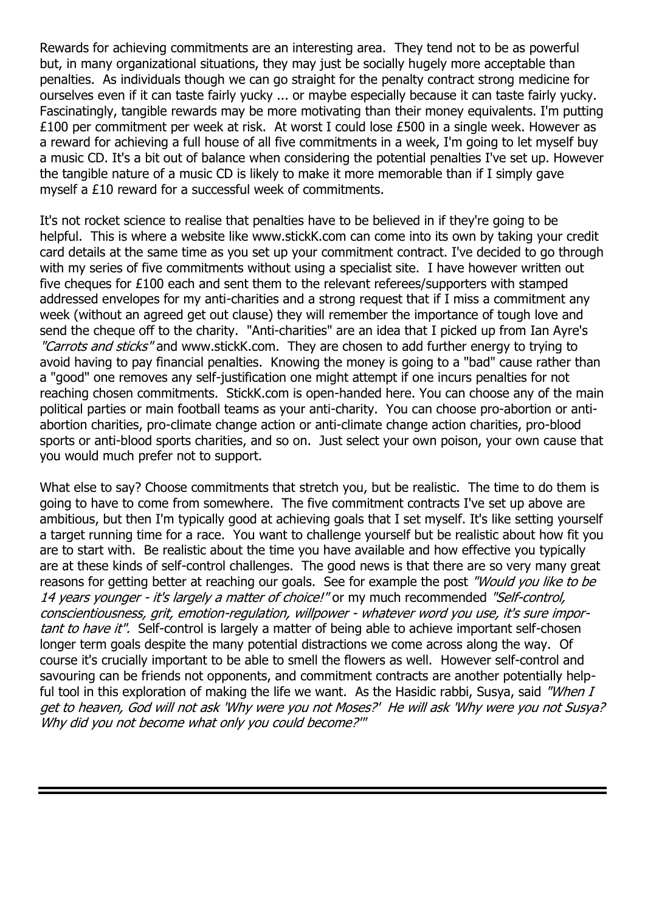Rewards for achieving commitments are an interesting area. They tend not to be as powerful but, in many organizational situations, they may just be socially hugely more acceptable than penalties. As individuals though we can go straight for the penalty contract strong medicine for ourselves even if it can taste fairly yucky ... or maybe especially because it can taste fairly yucky. Fascinatingly, tangible rewards may be more motivating than their money equivalents. I'm putting £100 per commitment per week at risk. At worst I could lose £500 in a single week. However as a reward for achieving a full house of all five commitments in a week, I'm going to let myself buy a music CD. It's a bit out of balance when considering the potential penalties I've set up. However the tangible nature of a music CD is likely to make it more memorable than if I simply gave myself a £10 reward for a successful week of commitments.

It's not rocket science to realise that penalties have to be believed in if they're going to be helpful. This is where a website like www.stickK.com can come into its own by taking your credit card details at the same time as you set up your commitment contract. I've decided to go through with my series of five commitments without using a specialist site. I have however written out five cheques for £100 each and sent them to the relevant referees/supporters with stamped addressed envelopes for my anti-charities and a strong request that if I miss a commitment any week (without an agreed get out clause) they will remember the importance of tough love and send the cheque off to the charity. "Anti-charities" are an idea that I picked up from Ian Ayre's *"Carrots and sticks"* and www.stickK.com. They are chosen to add further energy to trying to avoid having to pay financial penalties. Knowing the money is going to a "bad" cause rather than a "good" one removes any self-justification one might attempt if one incurs penalties for not reaching chosen commitments. StickK.com is open-handed here. You can choose any of the main political parties or main football teams as your anti-charity. You can choose pro-abortion or anti-abortion charities, pro-climate change action or anti-climate change action charities, pro-blood sports or anti-blood sports charities, and so on. Just select your own poison, your own cause that you would much prefer not to support.

What else to say? Choose commitments that stretch you, but be realistic. The time to do them is going to have to come from somewhere. The five commitment contracts I've set up above are ambitious, but then I'm typically good at achieving goals that I set myself. It's like setting yourself a target running time for a race. You want to challenge yourself but be realistic about how fit you are to start with. Be realistic about the time you have available and how effective you typically are at these kinds of self-control challenges. The good news is that there are so very many great reasons for getting better at reaching our goals. See for example the post *"Would you like to be 14 years younger - it's largely a matter of choice!"* or my much recommended *"Self-control, conscientiousness, grit, emotion-regulation, willpower - whatever word you use, it's sure important to have it".* Self-control is largely a matter of being able to achieve important self-chosen longer term goals despite the many potential distractions we come across along the way. Of course it's crucially important to be able to smell the flowers as well. However self-control and savouring can be friends not opponents, and commitment contracts are another potentially helpful tool in this exploration of making the life we want. As the Hasidic rabbi, Susya, said *"When I get to heaven, God will not ask 'Why were you not Moses?' He will ask 'Why were you not Susya? Why did you not become what only you could become?'"*